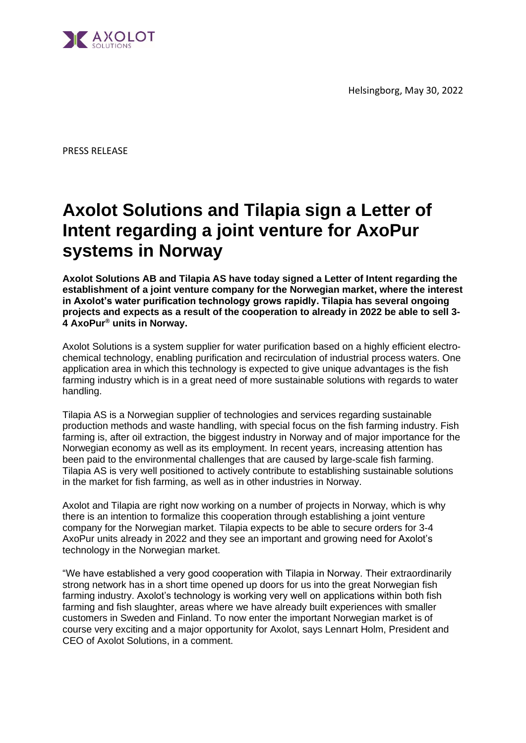Helsingborg, May 30, 2022

PRESS RELEASE

# Axolot Solutions and Tilapia sign a Letter of Intent regarding a joint venture for AxoPur systems in Norway

**Axolot Solutions AB and Tilapia AS have today signed a Letter of Intent regarding the establishment of a joint venture company for the Norwegian market, where the interest in Axolot's water purification technology grows rapidly. Tilapia has several ongoing projects and expects as a result of the cooperation to already in 2022 be able to sell 3-4 AxoPur® units in Norway.**

Axolot Solutions is a system supplier for water purification based on a highly efficient electro-chemical technology, enabling purification and recirculation of industrial process waters. One application area in which this technology is expected to give unique advantages is the fish farming industry which is in a great need of more sustainable solutions with regards to water handling.

Tilapia AS is a Norwegian supplier of technologies and services regarding sustainable production methods and waste handling, with special focus on the fish farming industry. Fish farming is, after oil extraction, the biggest industry in Norway and of major importance for the Norwegian economy as well as its employment. In recent years, increasing attention has been paid to the environmental challenges that are caused by large-scale fish farming. Tilapia AS is very well positioned to actively contribute to establishing sustainable solutions in the market for fish farming, as well as in other industries in Norway.

Axolot and Tilapia are right now working on a number of projects in Norway, which is why there is an intention to formalize this cooperation through establishing a joint venture company for the Norwegian market. Tilapia expects to be able to secure orders for 3-4 AxoPur units already in 2022 and they see an important and growing need for Axolot's technology in the Norwegian market.

"We have established a very good cooperation with Tilapia in Norway. Their extraordinarily strong network has in a short time opened up doors for us into the great Norwegian fish farming industry. Axolot's technology is working very well on applications within both fish farming and fish slaughter, areas where we have already built experiences with smaller customers in Sweden and Finland. To now enter the important Norwegian market is of course very exciting and a major opportunity for Axolot, says Lennart Holm, President and CEO of Axolot Solutions, in a comment.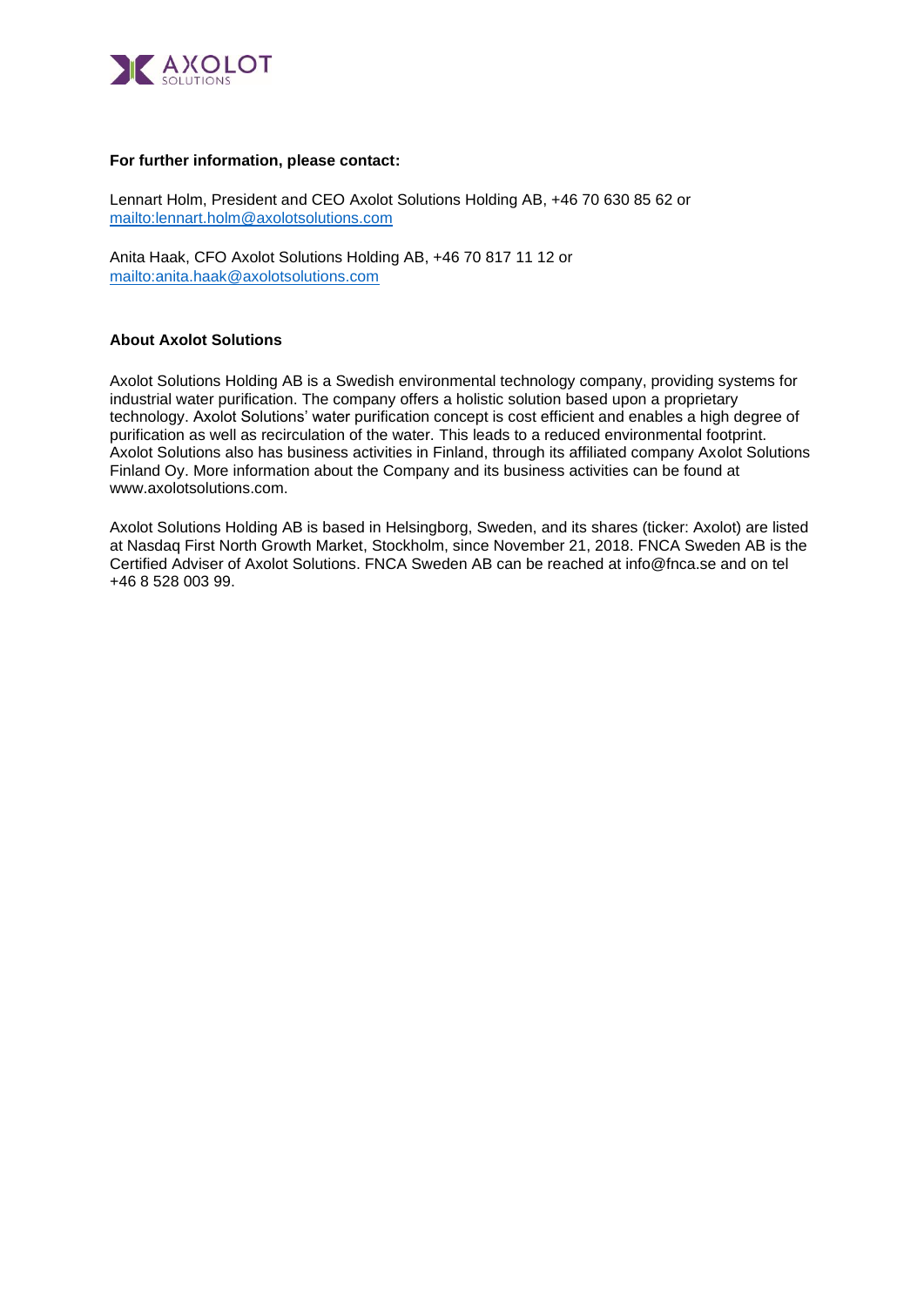**For further information, please contact:**

Lennart Holm, President and CEO Axolot Solutions Holding AB, +46 70 630 85 62 or
mailto:lennart.holm@axolotsolutions.com

Anita Haak, CFO Axolot Solutions Holding AB, +46 70 817 11 12 or
mailto:anita.haak@axolotsolutions.com

**About Axolot Solutions**

Axolot Solutions Holding AB is a Swedish environmental technology company, providing systems for industrial water purification. The company offers a holistic solution based upon a proprietary technology. Axolot Solutions' water purification concept is cost efficient and enables a high degree of purification as well as recirculation of the water. This leads to a reduced environmental footprint. Axolot Solutions also has business activities in Finland, through its affiliated company Axolot Solutions Finland Oy. More information about the Company and its business activities can be found at www.axolotsolutions.com.

Axolot Solutions Holding AB is based in Helsingborg, Sweden, and its shares (ticker: Axolot) are listed at Nasdaq First North Growth Market, Stockholm, since November 21, 2018. FNCA Sweden AB is the Certified Adviser of Axolot Solutions. FNCA Sweden AB can be reached at info@fnca.se and on tel +46 8 528 003 99.